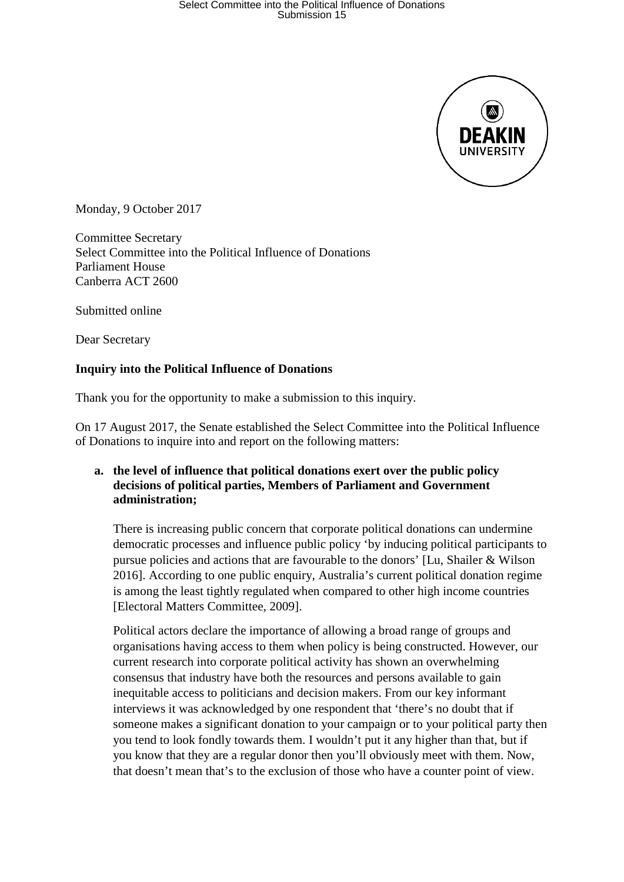Monday, 9 October 2017

Committee Secretary
Select Committee into the Political Influence of Donations
Parliament House
Canberra ACT 2600

Submitted online

Dear Secretary

**Inquiry into the Political Influence of Donations**

Thank you for the opportunity to make a submission to this inquiry.

On 17 August 2017, the Senate established the Select Committee into the Political Influence of Donations to inquire into and report on the following matters:

**a. the level of influence that political donations exert over the public policy decisions of political parties, Members of Parliament and Government administration;**

There is increasing public concern that corporate political donations can undermine democratic processes and influence public policy 'by inducing political participants to pursue policies and actions that are favourable to the donors' [Lu, Shailer & Wilson 2016]. According to one public enquiry, Australia's current political donation regime is among the least tightly regulated when compared to other high income countries [Electoral Matters Committee, 2009].

Political actors declare the importance of allowing a broad range of groups and organisations having access to them when policy is being constructed. However, our current research into corporate political activity has shown an overwhelming consensus that industry have both the resources and persons available to gain inequitable access to politicians and decision makers. From our key informant interviews it was acknowledged by one respondent that 'there's no doubt that if someone makes a significant donation to your campaign or to your political party then you tend to look fondly towards them. I wouldn't put it any higher than that, but if you know that they are a regular donor then you'll obviously meet with them. Now, that doesn't mean that's to the exclusion of those who have a counter point of view.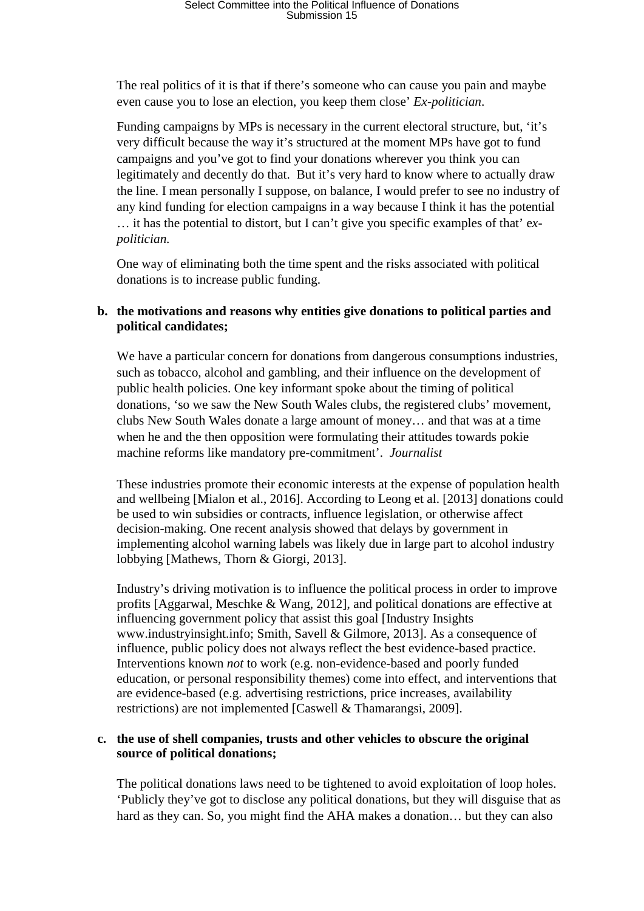The real politics of it is that if there's someone who can cause you pain and maybe even cause you to lose an election, you keep them close' *Ex-politician*.

Funding campaigns by MPs is necessary in the current electoral structure, but, 'it's very difficult because the way it's structured at the moment MPs have got to fund campaigns and you've got to find your donations wherever you think you can legitimately and decently do that. But it's very hard to know where to actually draw the line. I mean personally I suppose, on balance, I would prefer to see no industry of any kind funding for election campaigns in a way because I think it has the potential … it has the potential to distort, but I can't give you specific examples of that' e*x-politician.*

One way of eliminating both the time spent and the risks associated with political donations is to increase public funding.

**b. the motivations and reasons why entities give donations to political parties and political candidates;**

We have a particular concern for donations from dangerous consumptions industries, such as tobacco, alcohol and gambling, and their influence on the development of public health policies. One key informant spoke about the timing of political donations, 'so we saw the New South Wales clubs, the registered clubs' movement, clubs New South Wales donate a large amount of money… and that was at a time when he and the then opposition were formulating their attitudes towards pokie machine reforms like mandatory pre-commitment'. *Journalist*

These industries promote their economic interests at the expense of population health and wellbeing [Mialon et al., 2016]. According to Leong et al. [2013] donations could be used to win subsidies or contracts, influence legislation, or otherwise affect decision-making. One recent analysis showed that delays by government in implementing alcohol warning labels was likely due in large part to alcohol industry lobbying [Mathews, Thorn & Giorgi, 2013].

Industry's driving motivation is to influence the political process in order to improve profits [Aggarwal, Meschke & Wang, 2012], and political donations are effective at influencing government policy that assist this goal [Industry Insights www.industryinsight.info; Smith, Savell & Gilmore, 2013]. As a consequence of influence, public policy does not always reflect the best evidence-based practice. Interventions known *not* to work (e.g. non-evidence-based and poorly funded education, or personal responsibility themes) come into effect, and interventions that are evidence-based (e.g. advertising restrictions, price increases, availability restrictions) are not implemented [Caswell & Thamarangsi, 2009].

**c. the use of shell companies, trusts and other vehicles to obscure the original source of political donations;**

The political donations laws need to be tightened to avoid exploitation of loop holes. 'Publicly they've got to disclose any political donations, but they will disguise that as hard as they can. So, you might find the AHA makes a donation… but they can also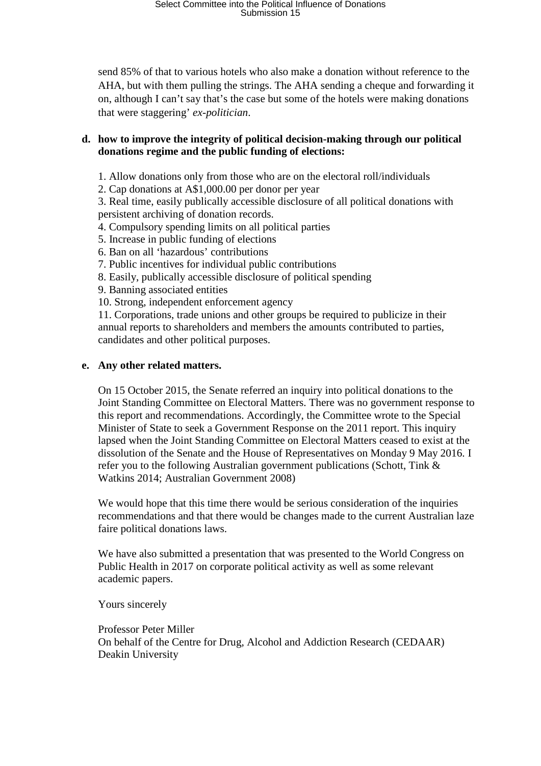send 85% of that to various hotels who also make a donation without reference to the AHA, but with them pulling the strings. The AHA sending a cheque and forwarding it on, although I can't say that's the case but some of the hotels were making donations that were staggering' *ex-politician*.

**d. how to improve the integrity of political decision-making through our political donations regime and the public funding of elections:**

1. Allow donations only from those who are on the electoral roll/individuals
2. Cap donations at A$1,000.00 per donor per year
3. Real time, easily publically accessible disclosure of all political donations with persistent archiving of donation records.
4. Compulsory spending limits on all political parties
5. Increase in public funding of elections
6. Ban on all 'hazardous' contributions
7. Public incentives for individual public contributions
8. Easily, publically accessible disclosure of political spending
9. Banning associated entities
10. Strong, independent enforcement agency
11. Corporations, trade unions and other groups be required to publicize in their annual reports to shareholders and members the amounts contributed to parties, candidates and other political purposes.

**e. Any other related matters.**

On 15 October 2015, the Senate referred an inquiry into political donations to the Joint Standing Committee on Electoral Matters. There was no government response to this report and recommendations. Accordingly, the Committee wrote to the Special Minister of State to seek a Government Response on the 2011 report. This inquiry lapsed when the Joint Standing Committee on Electoral Matters ceased to exist at the dissolution of the Senate and the House of Representatives on Monday 9 May 2016. I refer you to the following Australian government publications (Schott, Tink & Watkins 2014; Australian Government 2008)

We would hope that this time there would be serious consideration of the inquiries recommendations and that there would be changes made to the current Australian laze faire political donations laws.

We have also submitted a presentation that was presented to the World Congress on Public Health in 2017 on corporate political activity as well as some relevant academic papers.

Yours sincerely

Professor Peter Miller
On behalf of the Centre for Drug, Alcohol and Addiction Research (CEDAAR)
Deakin University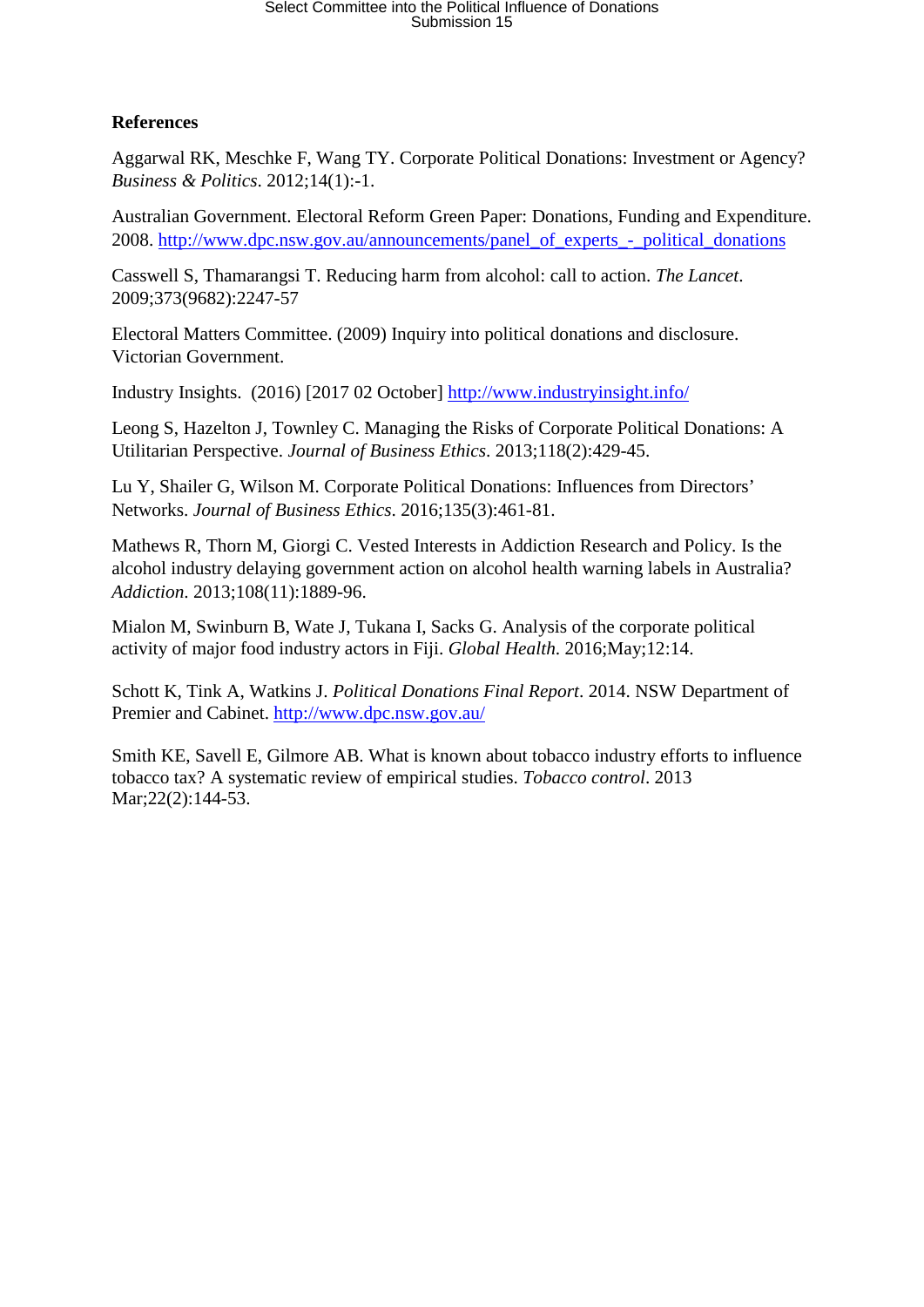**References**

Aggarwal RK, Meschke F, Wang TY. Corporate Political Donations: Investment or Agency? *Business & Politics*. 2012;14(1):-1.

Australian Government. Electoral Reform Green Paper: Donations, Funding and Expenditure. 2008. http://www.dpc.nsw.gov.au/announcements/panel_of_experts_-_political_donations

Casswell S, Thamarangsi T. Reducing harm from alcohol: call to action. *The Lancet*. 2009;373(9682):2247-57

Electoral Matters Committee. (2009) Inquiry into political donations and disclosure. Victorian Government.

Industry Insights. (2016) [2017 02 October] http://www.industryinsight.info/

Leong S, Hazelton J, Townley C. Managing the Risks of Corporate Political Donations: A Utilitarian Perspective. *Journal of Business Ethics*. 2013;118(2):429-45.

Lu Y, Shailer G, Wilson M. Corporate Political Donations: Influences from Directors' Networks. *Journal of Business Ethics*. 2016;135(3):461-81.

Mathews R, Thorn M, Giorgi C. Vested Interests in Addiction Research and Policy. Is the alcohol industry delaying government action on alcohol health warning labels in Australia? *Addiction*. 2013;108(11):1889-96.

Mialon M, Swinburn B, Wate J, Tukana I, Sacks G. Analysis of the corporate political activity of major food industry actors in Fiji. *Global Health*. 2016;May;12:14.

Schott K, Tink A, Watkins J. *Political Donations Final Report*. 2014. NSW Department of Premier and Cabinet. http://www.dpc.nsw.gov.au/

Smith KE, Savell E, Gilmore AB. What is known about tobacco industry efforts to influence tobacco tax? A systematic review of empirical studies. *Tobacco control*. 2013 Mar;22(2):144-53.